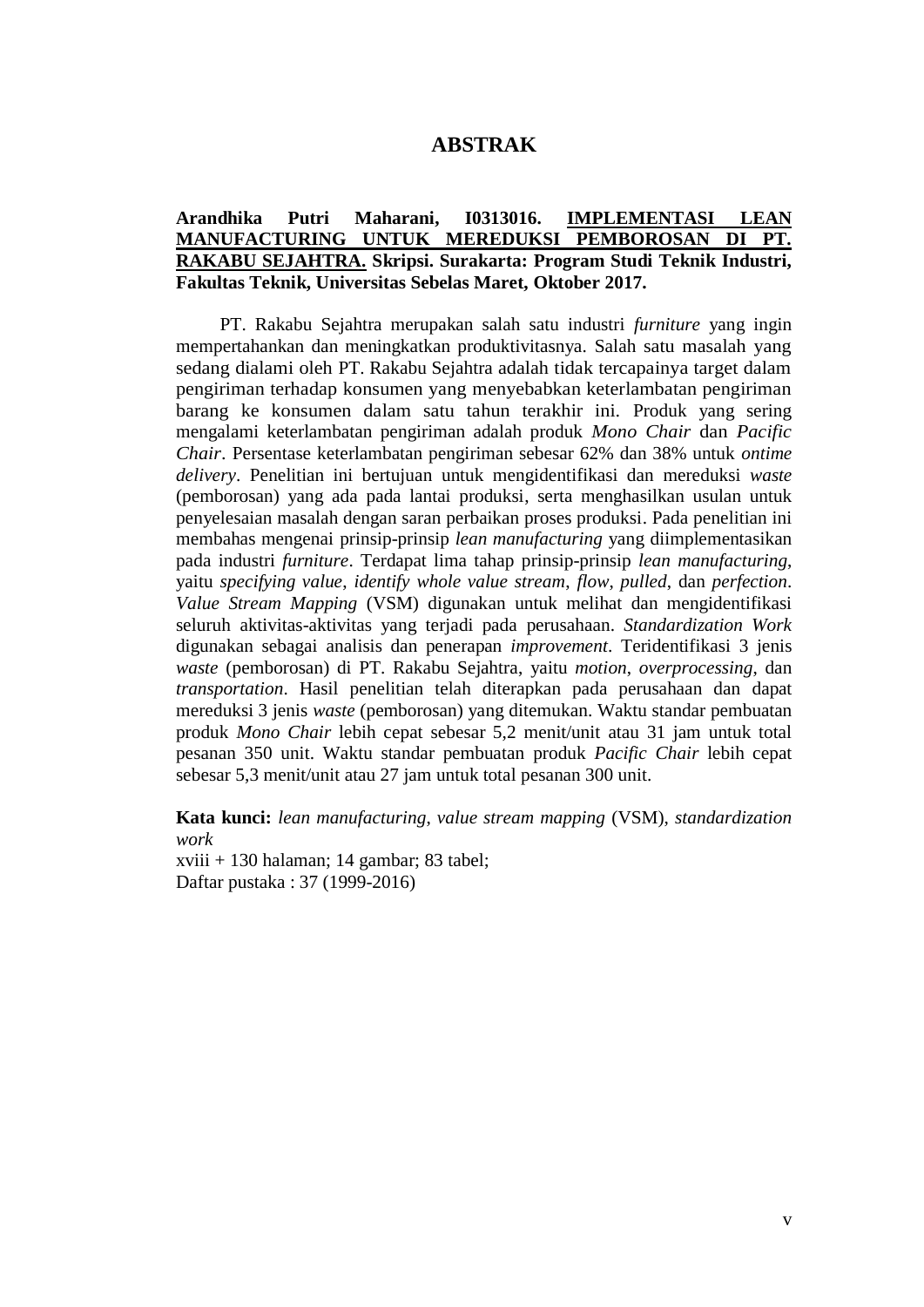# ABSTRAK

**Arandhika Putri Maharani, I0313016. IMPLEMENTASI LEAN MANUFACTURING UNTUK MEREDUKSI PEMBOROSAN DI PT. RAKABU SEJAHTRA. Skripsi. Surakarta: Program Studi Teknik Industri, Fakultas Teknik, Universitas Sebelas Maret, Oktober 2017.**

PT. Rakabu Sejahtra merupakan salah satu industri *furniture* yang ingin mempertahankan dan meningkatkan produktivitasnya. Salah satu masalah yang sedang dialami oleh PT. Rakabu Sejahtra adalah tidak tercapainya target dalam pengiriman terhadap konsumen yang menyebabkan keterlambatan pengiriman barang ke konsumen dalam satu tahun terakhir ini. Produk yang sering mengalami keterlambatan pengiriman adalah produk *Mono Chair* dan *Pacific Chair*. Persentase keterlambatan pengiriman sebesar 62% dan 38% untuk *ontime delivery*. Penelitian ini bertujuan untuk mengidentifikasi dan mereduksi *waste* (pemborosan) yang ada pada lantai produksi, serta menghasilkan usulan untuk penyelesaian masalah dengan saran perbaikan proses produksi. Pada penelitian ini membahas mengenai prinsip-prinsip *lean manufacturing* yang diimplementasikan pada industri *furniture*. Terdapat lima tahap prinsip-prinsip *lean manufacturing*, yaitu *specifying value*, *identify whole value stream*, *flow*, *pulled*, dan *perfection*. *Value Stream Mapping* (VSM) digunakan untuk melihat dan mengidentifikasi seluruh aktivitas-aktivitas yang terjadi pada perusahaan. *Standardization Work* digunakan sebagai analisis dan penerapan *improvement*. Teridentifikasi 3 jenis *waste* (pemborosan) di PT. Rakabu Sejahtra, yaitu *motion*, *overprocessing*, dan *transportation*. Hasil penelitian telah diterapkan pada perusahaan dan dapat mereduksi 3 jenis *waste* (pemborosan) yang ditemukan. Waktu standar pembuatan produk *Mono Chair* lebih cepat sebesar 5,2 menit/unit atau 31 jam untuk total pesanan 350 unit. Waktu standar pembuatan produk *Pacific Chair* lebih cepat sebesar 5,3 menit/unit atau 27 jam untuk total pesanan 300 unit.

**Kata kunci:** *lean manufacturing*, *value stream mapping* (VSM), *standardization work*
xviii + 130 halaman; 14 gambar; 83 tabel;
Daftar pustaka : 37 (1999-2016)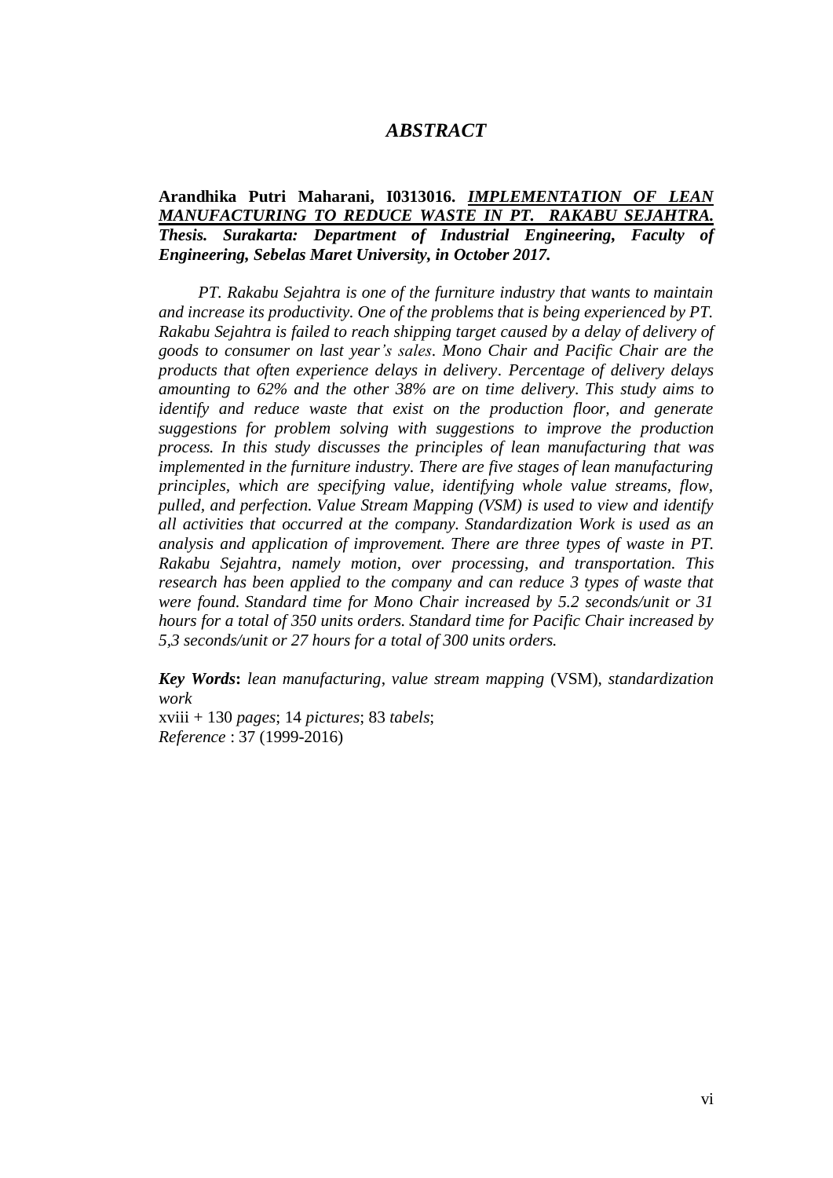# *ABSTRACT*

**Arandhika Putri Maharani, I0313016. *IMPLEMENTATION OF LEAN MANUFACTURING TO REDUCE WASTE IN PT. RAKABU SEJAHTRA. Thesis. Surakarta: Department of Industrial Engineering, Faculty of Engineering, Sebelas Maret University, in October 2017.***

*PT. Rakabu Sejahtra is one of the furniture industry that wants to maintain and increase its productivity. One of the problems that is being experienced by PT. Rakabu Sejahtra is failed to reach shipping target caused by a delay of delivery of goods to consumer on last year's sales. Mono Chair and Pacific Chair are the products that often experience delays in delivery. Percentage of delivery delays amounting to 62% and the other 38% are on time delivery. This study aims to identify and reduce waste that exist on the production floor, and generate suggestions for problem solving with suggestions to improve the production process. In this study discusses the principles of lean manufacturing that was implemented in the furniture industry. There are five stages of lean manufacturing principles, which are specifying value, identifying whole value streams, flow, pulled, and perfection. Value Stream Mapping (VSM) is used to view and identify all activities that occurred at the company. Standardization Work is used as an analysis and application of improvement. There are three types of waste in PT. Rakabu Sejahtra, namely motion, over processing, and transportation. This research has been applied to the company and can reduce 3 types of waste that were found. Standard time for Mono Chair increased by 5.2 seconds/unit or 31 hours for a total of 350 units orders. Standard time for Pacific Chair increased by 5,3 seconds/unit or 27 hours for a total of 300 units orders.*

***Key Words*:** *lean manufacturing*, *value stream mapping* (VSM), *standardization work*

xviii + 130 *pages*; 14 *pictures*; 83 *tabels*;
*Reference* : 37 (1999-2016)